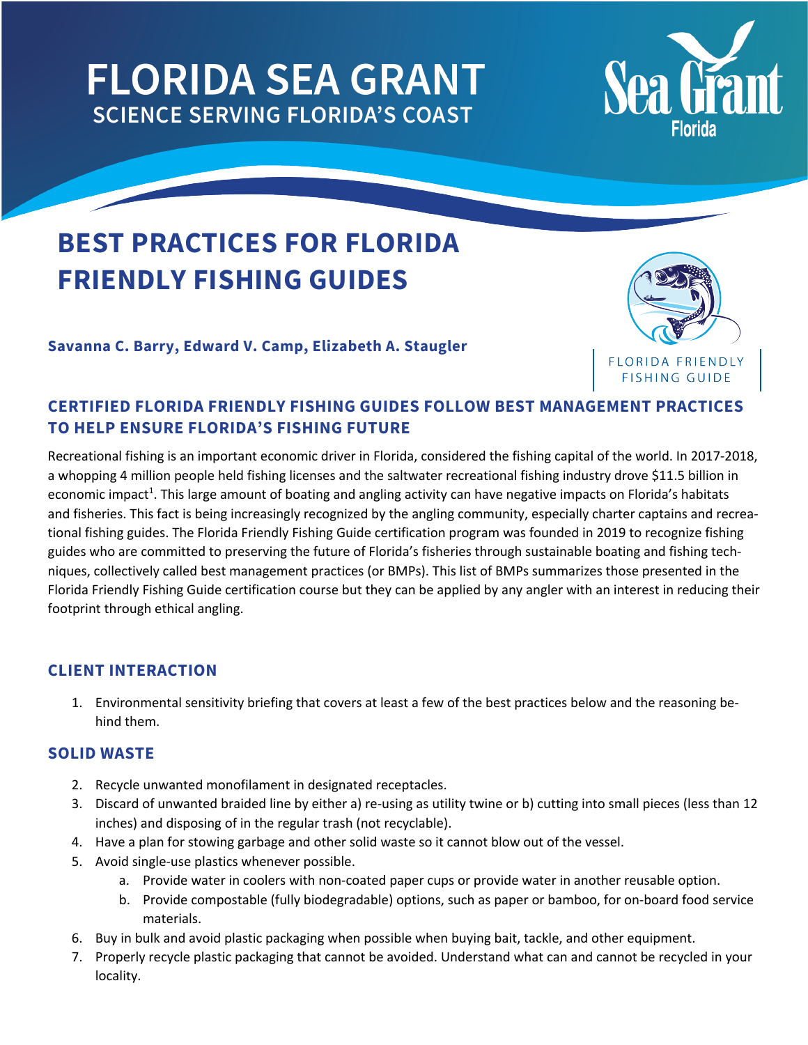FLORIDA SEA GRANT
SCIENCE SERVING FLORIDA'S COAST

# BEST PRACTICES FOR FLORIDA FRIENDLY FISHING GUIDES

**Savanna C. Barry, Edward V. Camp, Elizabeth A. Staugler**

FLORIDA FRIENDLY FISHING GUIDE

## CERTIFIED FLORIDA FRIENDLY FISHING GUIDES FOLLOW BEST MANAGEMENT PRACTICES TO HELP ENSURE FLORIDA'S FISHING FUTURE

Recreational fishing is an important economic driver in Florida, considered the fishing capital of the world. In 2017-2018, a whopping 4 million people held fishing licenses and the saltwater recreational fishing industry drove $11.5 billion in economic impact[1]. This large amount of boating and angling activity can have negative impacts on Florida's habitats and fisheries. This fact is being increasingly recognized by the angling community, especially charter captains and recreational fishing guides. The Florida Friendly Fishing Guide certification program was founded in 2019 to recognize fishing guides who are committed to preserving the future of Florida's fisheries through sustainable boating and fishing techniques, collectively called best management practices (or BMPs). This list of BMPs summarizes those presented in the Florida Friendly Fishing Guide certification course but they can be applied by any angler with an interest in reducing their footprint through ethical angling.

### CLIENT INTERACTION

1. Environmental sensitivity briefing that covers at least a few of the best practices below and the reasoning behind them.

### SOLID WASTE

2. Recycle unwanted monofilament in designated receptacles.
3. Discard of unwanted braided line by either a) re-using as utility twine or b) cutting into small pieces (less than 12 inches) and disposing of in the regular trash (not recyclable).
4. Have a plan for stowing garbage and other solid waste so it cannot blow out of the vessel.
5. Avoid single-use plastics whenever possible.
    a. Provide water in coolers with non-coated paper cups or provide water in another reusable option.
    b. Provide compostable (fully biodegradable) options, such as paper or bamboo, for on-board food service materials.
6. Buy in bulk and avoid plastic packaging when possible when buying bait, tackle, and other equipment.
7. Properly recycle plastic packaging that cannot be avoided. Understand what can and cannot be recycled in your locality.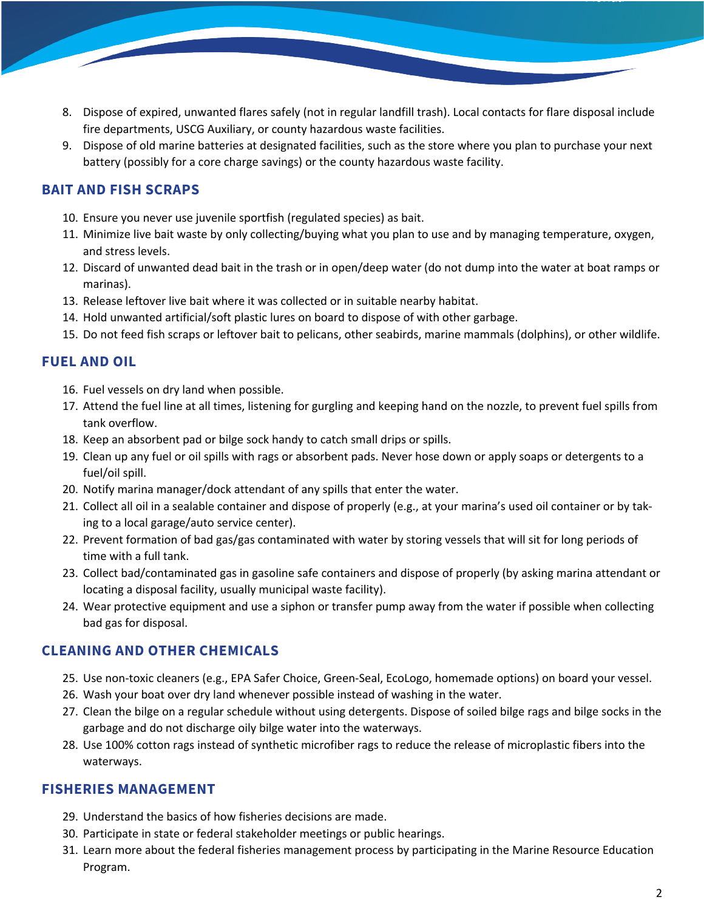8. Dispose of expired, unwanted flares safely (not in regular landfill trash). Local contacts for flare disposal include fire departments, USCG Auxiliary, or county hazardous waste facilities.
9. Dispose of old marine batteries at designated facilities, such as the store where you plan to purchase your next battery (possibly for a core charge savings) or the county hazardous waste facility.

## BAIT AND FISH SCRAPS

10. Ensure you never use juvenile sportfish (regulated species) as bait.
11. Minimize live bait waste by only collecting/buying what you plan to use and by managing temperature, oxygen, and stress levels.
12. Discard of unwanted dead bait in the trash or in open/deep water (do not dump into the water at boat ramps or marinas).
13. Release leftover live bait where it was collected or in suitable nearby habitat.
14. Hold unwanted artificial/soft plastic lures on board to dispose of with other garbage.
15. Do not feed fish scraps or leftover bait to pelicans, other seabirds, marine mammals (dolphins), or other wildlife.

## FUEL AND OIL

16. Fuel vessels on dry land when possible.
17. Attend the fuel line at all times, listening for gurgling and keeping hand on the nozzle, to prevent fuel spills from tank overflow.
18. Keep an absorbent pad or bilge sock handy to catch small drips or spills.
19. Clean up any fuel or oil spills with rags or absorbent pads. Never hose down or apply soaps or detergents to a fuel/oil spill.
20. Notify marina manager/dock attendant of any spills that enter the water.
21. Collect all oil in a sealable container and dispose of properly (e.g., at your marina's used oil container or by taking to a local garage/auto service center).
22. Prevent formation of bad gas/gas contaminated with water by storing vessels that will sit for long periods of time with a full tank.
23. Collect bad/contaminated gas in gasoline safe containers and dispose of properly (by asking marina attendant or locating a disposal facility, usually municipal waste facility).
24. Wear protective equipment and use a siphon or transfer pump away from the water if possible when collecting bad gas for disposal.

## CLEANING AND OTHER CHEMICALS

25. Use non-toxic cleaners (e.g., EPA Safer Choice, Green-Seal, EcoLogo, homemade options) on board your vessel.
26. Wash your boat over dry land whenever possible instead of washing in the water.
27. Clean the bilge on a regular schedule without using detergents. Dispose of soiled bilge rags and bilge socks in the garbage and do not discharge oily bilge water into the waterways.
28. Use 100% cotton rags instead of synthetic microfiber rags to reduce the release of microplastic fibers into the waterways.

## FISHERIES MANAGEMENT

29. Understand the basics of how fisheries decisions are made.
30. Participate in state or federal stakeholder meetings or public hearings.
31. Learn more about the federal fisheries management process by participating in the Marine Resource Education Program.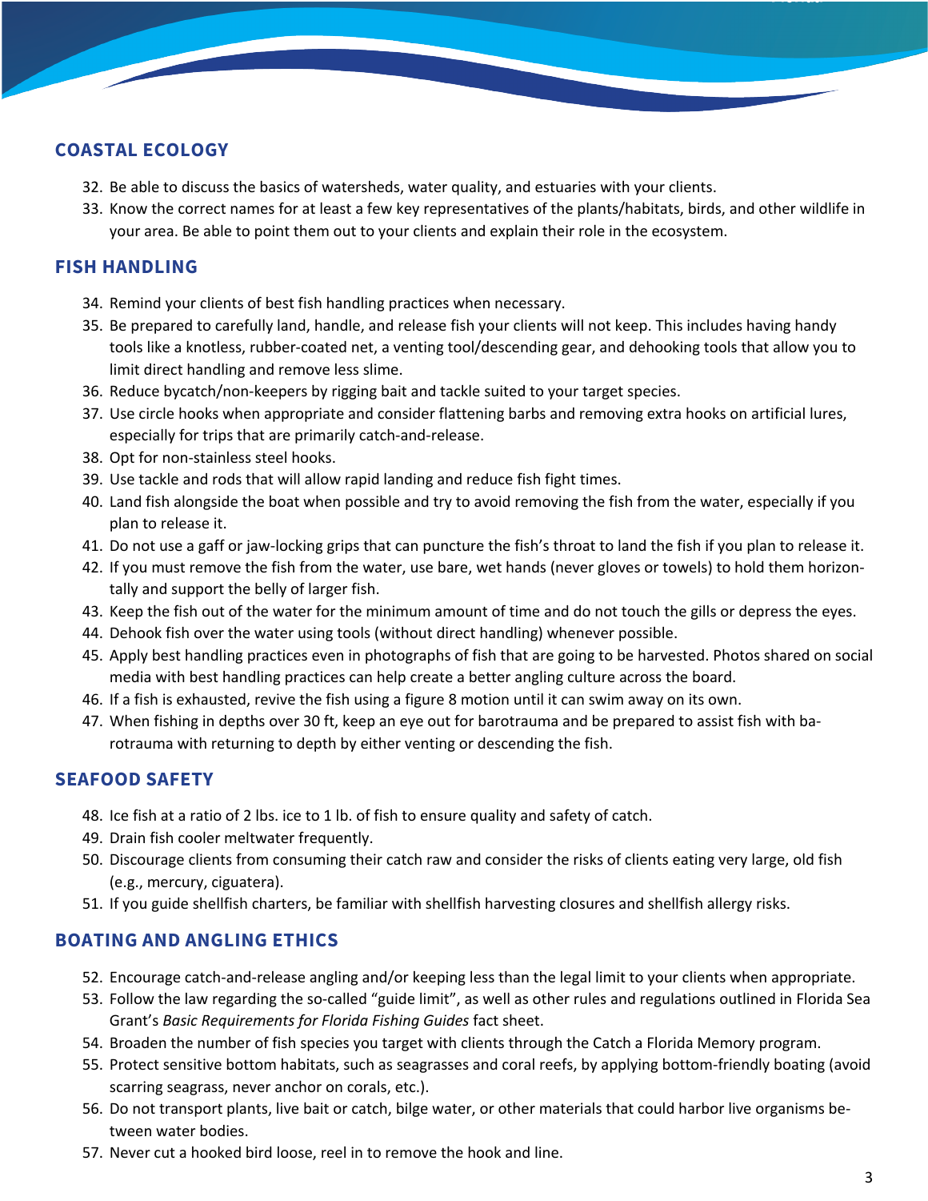## COASTAL ECOLOGY

32. Be able to discuss the basics of watersheds, water quality, and estuaries with your clients.
33. Know the correct names for at least a few key representatives of the plants/habitats, birds, and other wildlife in your area. Be able to point them out to your clients and explain their role in the ecosystem.

## FISH HANDLING

34. Remind your clients of best fish handling practices when necessary.
35. Be prepared to carefully land, handle, and release fish your clients will not keep. This includes having handy tools like a knotless, rubber-coated net, a venting tool/descending gear, and dehooking tools that allow you to limit direct handling and remove less slime.
36. Reduce bycatch/non-keepers by rigging bait and tackle suited to your target species.
37. Use circle hooks when appropriate and consider flattening barbs and removing extra hooks on artificial lures, especially for trips that are primarily catch-and-release.
38. Opt for non-stainless steel hooks.
39. Use tackle and rods that will allow rapid landing and reduce fish fight times.
40. Land fish alongside the boat when possible and try to avoid removing the fish from the water, especially if you plan to release it.
41. Do not use a gaff or jaw-locking grips that can puncture the fish's throat to land the fish if you plan to release it.
42. If you must remove the fish from the water, use bare, wet hands (never gloves or towels) to hold them horizontally and support the belly of larger fish.
43. Keep the fish out of the water for the minimum amount of time and do not touch the gills or depress the eyes.
44. Dehook fish over the water using tools (without direct handling) whenever possible.
45. Apply best handling practices even in photographs of fish that are going to be harvested. Photos shared on social media with best handling practices can help create a better angling culture across the board.
46. If a fish is exhausted, revive the fish using a figure 8 motion until it can swim away on its own.
47. When fishing in depths over 30 ft, keep an eye out for barotrauma and be prepared to assist fish with barotrauma with returning to depth by either venting or descending the fish.

## SEAFOOD SAFETY

48. Ice fish at a ratio of 2 lbs. ice to 1 lb. of fish to ensure quality and safety of catch.
49. Drain fish cooler meltwater frequently.
50. Discourage clients from consuming their catch raw and consider the risks of clients eating very large, old fish (e.g., mercury, ciguatera).
51. If you guide shellfish charters, be familiar with shellfish harvesting closures and shellfish allergy risks.

## BOATING AND ANGLING ETHICS

52. Encourage catch-and-release angling and/or keeping less than the legal limit to your clients when appropriate.
53. Follow the law regarding the so-called "guide limit", as well as other rules and regulations outlined in Florida Sea Grant's *Basic Requirements for Florida Fishing Guides* fact sheet.
54. Broaden the number of fish species you target with clients through the Catch a Florida Memory program.
55. Protect sensitive bottom habitats, such as seagrasses and coral reefs, by applying bottom-friendly boating (avoid scarring seagrass, never anchor on corals, etc.).
56. Do not transport plants, live bait or catch, bilge water, or other materials that could harbor live organisms between water bodies.
57. Never cut a hooked bird loose, reel in to remove the hook and line.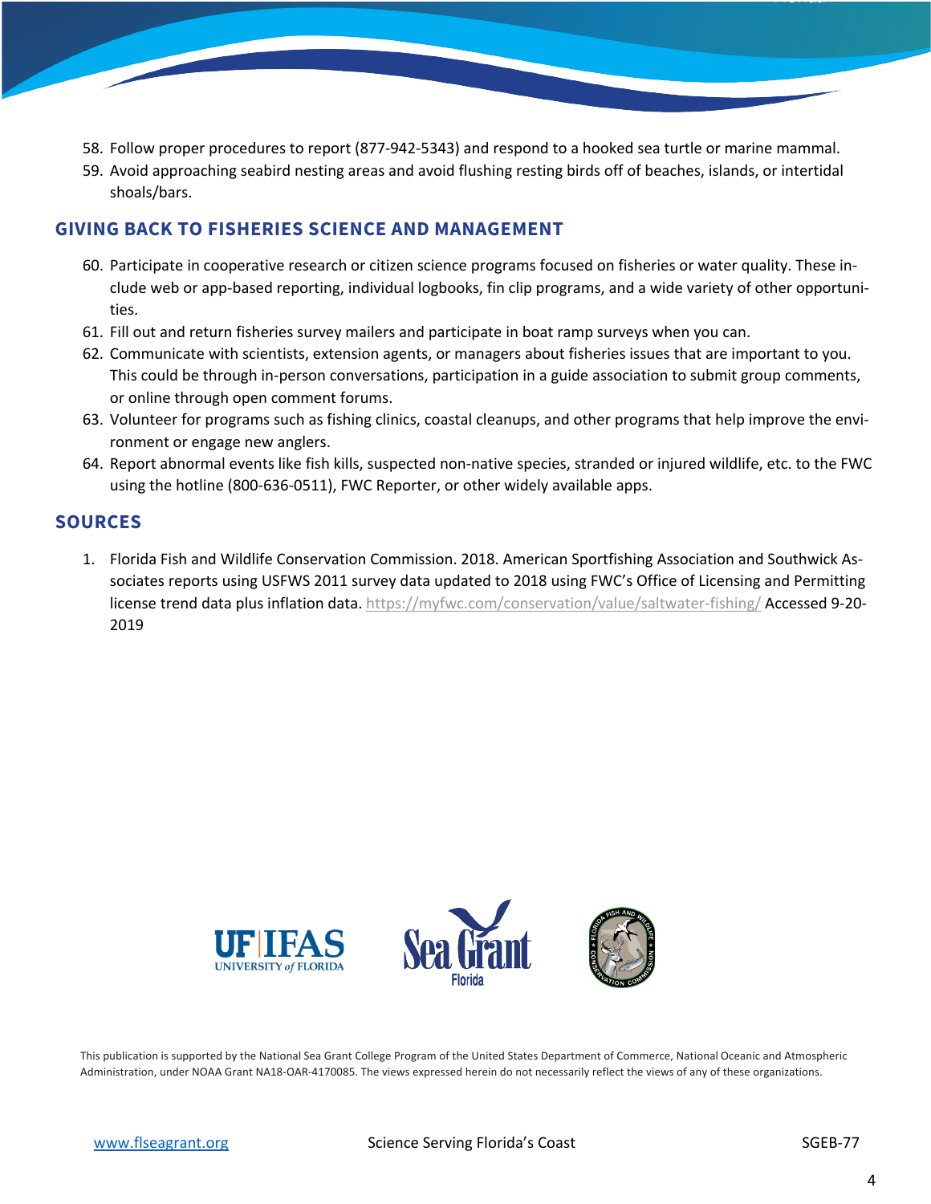58. Follow proper procedures to report (877-942-5343) and respond to a hooked sea turtle or marine mammal.
59. Avoid approaching seabird nesting areas and avoid flushing resting birds off of beaches, islands, or intertidal shoals/bars.

## GIVING BACK TO FISHERIES SCIENCE AND MANAGEMENT

60. Participate in cooperative research or citizen science programs focused on fisheries or water quality. These include web or app-based reporting, individual logbooks, fin clip programs, and a wide variety of other opportunities.
61. Fill out and return fisheries survey mailers and participate in boat ramp surveys when you can.
62. Communicate with scientists, extension agents, or managers about fisheries issues that are important to you. This could be through in-person conversations, participation in a guide association to submit group comments, or online through open comment forums.
63. Volunteer for programs such as fishing clinics, coastal cleanups, and other programs that help improve the environment or engage new anglers.
64. Report abnormal events like fish kills, suspected non-native species, stranded or injured wildlife, etc. to the FWC using the hotline (800-636-0511), FWC Reporter, or other widely available apps.

## SOURCES

1. Florida Fish and Wildlife Conservation Commission. 2018. American Sportfishing Association and Southwick Associates reports using USFWS 2011 survey data updated to 2018 using FWC's Office of Licensing and Permitting license trend data plus inflation data. https://myfwc.com/conservation/value/saltwater-fishing/ Accessed 9-20-2019

This publication is supported by the National Sea Grant College Program of the United States Department of Commerce, National Oceanic and Atmospheric Administration, under NOAA Grant NA18-OAR-4170085. The views expressed herein do not necessarily reflect the views of any of these organizations.

www.flseagrant.org Science Serving Florida's Coast SGEB-77